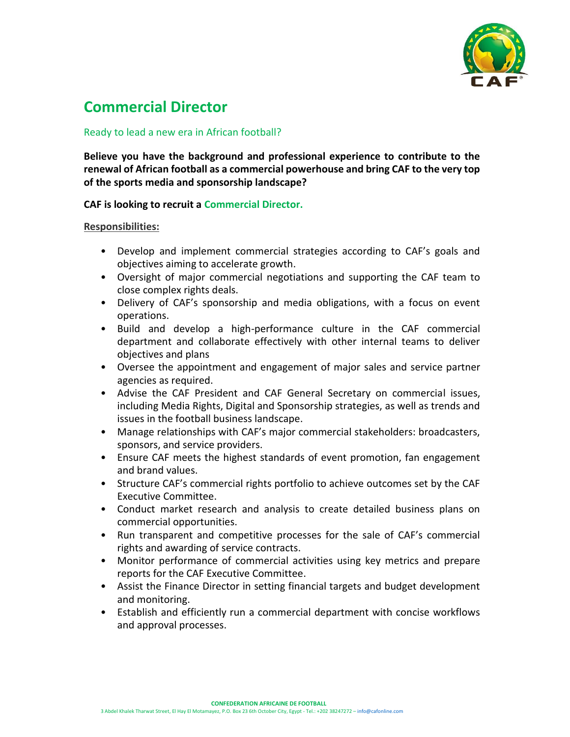# Commercial Director

Ready to lead a new era in African football?

**Believe you have the background and professional experience to contribute to the renewal of African football as a commercial powerhouse and bring CAF to the very top of the sports media and sponsorship landscape?**

**CAF is looking to recruit a Commercial Director.**

**Responsibilities:**

- Develop and implement commercial strategies according to CAF's goals and objectives aiming to accelerate growth.
- Oversight of major commercial negotiations and supporting the CAF team to close complex rights deals.
- Delivery of CAF's sponsorship and media obligations, with a focus on event operations.
- Build and develop a high-performance culture in the CAF commercial department and collaborate effectively with other internal teams to deliver objectives and plans
- Oversee the appointment and engagement of major sales and service partner agencies as required.
- Advise the CAF President and CAF General Secretary on commercial issues, including Media Rights, Digital and Sponsorship strategies, as well as trends and issues in the football business landscape.
- Manage relationships with CAF's major commercial stakeholders: broadcasters, sponsors, and service providers.
- Ensure CAF meets the highest standards of event promotion, fan engagement and brand values.
- Structure CAF's commercial rights portfolio to achieve outcomes set by the CAF Executive Committee.
- Conduct market research and analysis to create detailed business plans on commercial opportunities.
- Run transparent and competitive processes for the sale of CAF's commercial rights and awarding of service contracts.
- Monitor performance of commercial activities using key metrics and prepare reports for the CAF Executive Committee.
- Assist the Finance Director in setting financial targets and budget development and monitoring.
- Establish and efficiently run a commercial department with concise workflows and approval processes.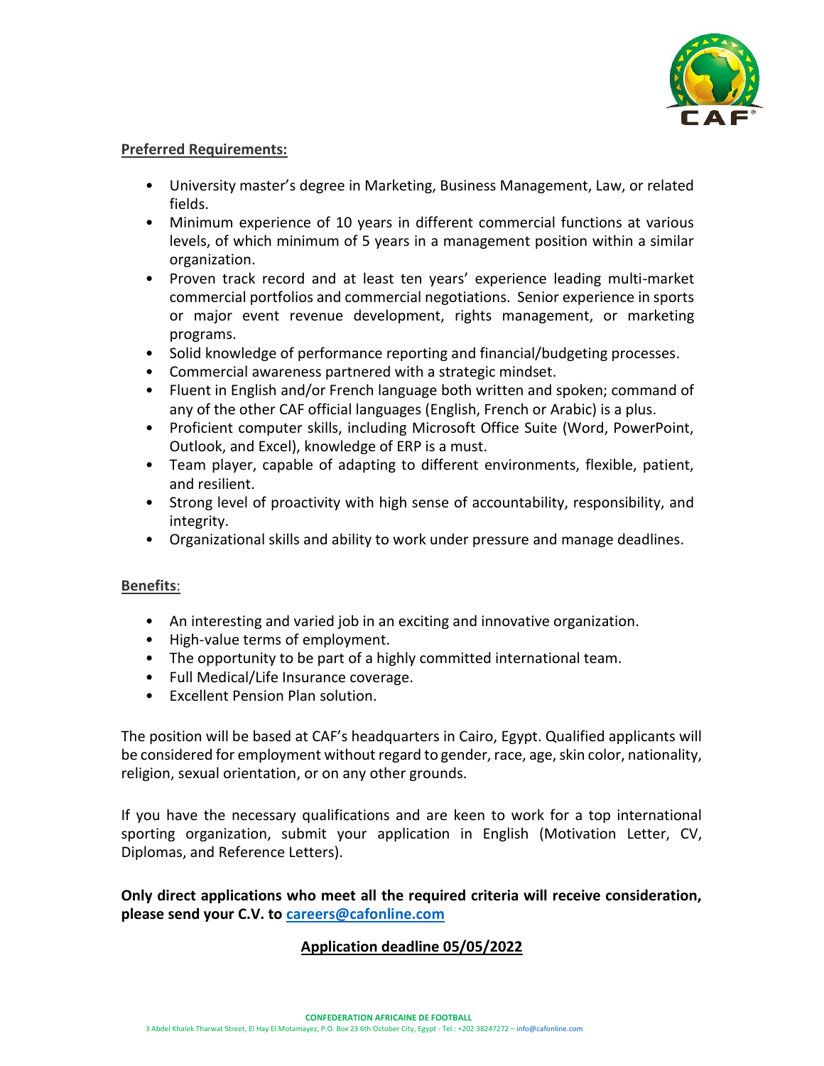**Preferred Requirements:**

- University master's degree in Marketing, Business Management, Law, or related fields.
- Minimum experience of 10 years in different commercial functions at various levels, of which minimum of 5 years in a management position within a similar organization.
- Proven track record and at least ten years' experience leading multi-market commercial portfolios and commercial negotiations. Senior experience in sports or major event revenue development, rights management, or marketing programs.
- Solid knowledge of performance reporting and financial/budgeting processes.
- Commercial awareness partnered with a strategic mindset.
- Fluent in English and/or French language both written and spoken; command of any of the other CAF official languages (English, French or Arabic) is a plus.
- Proficient computer skills, including Microsoft Office Suite (Word, PowerPoint, Outlook, and Excel), knowledge of ERP is a must.
- Team player, capable of adapting to different environments, flexible, patient, and resilient.
- Strong level of proactivity with high sense of accountability, responsibility, and integrity.
- Organizational skills and ability to work under pressure and manage deadlines.

**Benefits**:

- An interesting and varied job in an exciting and innovative organization.
- High-value terms of employment.
- The opportunity to be part of a highly committed international team.
- Full Medical/Life Insurance coverage.
- Excellent Pension Plan solution.

The position will be based at CAF's headquarters in Cairo, Egypt. Qualified applicants will be considered for employment without regard to gender, race, age, skin color, nationality, religion, sexual orientation, or on any other grounds.

If you have the necessary qualifications and are keen to work for a top international sporting organization, submit your application in English (Motivation Letter, CV, Diplomas, and Reference Letters).

**Only direct applications who meet all the required criteria will receive consideration, please send your C.V. to careers@cafonline.com**

**Application deadline 05/05/2022**